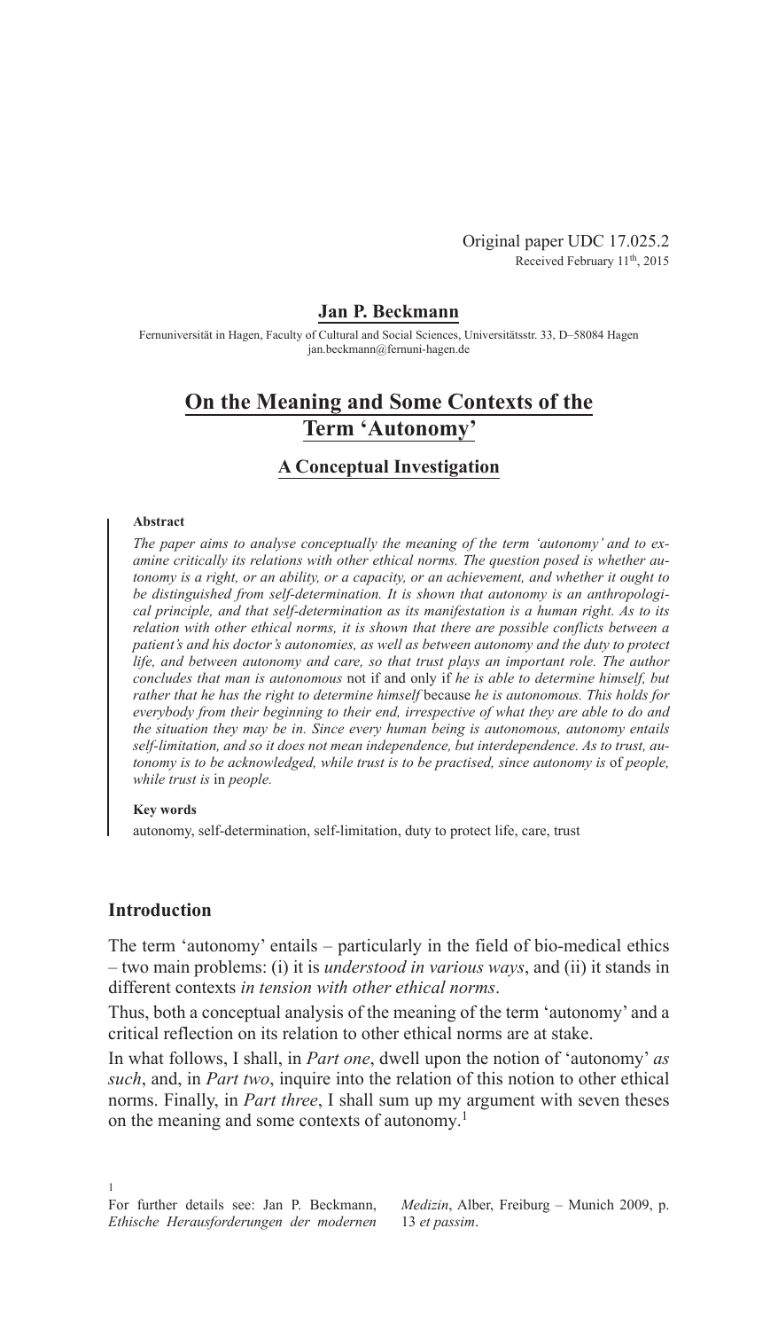Original paper UDC 17.025.2
Received February 11th, 2015

**Jan P. Beckmann**

Fernuniversität in Hagen, Faculty of Cultural and Social Sciences, Universitätsstr. 33, D–58084 Hagen
jan.beckmann@fernuni-hagen.de

# On the Meaning and Some Contexts of the Term 'Autonomy'

## A Conceptual Investigation

**Abstract**

*The paper aims to analyse conceptually the meaning of the term 'autonomy' and to examine critically its relations with other ethical norms. The question posed is whether autonomy is a right, or an ability, or a capacity, or an achievement, and whether it ought to be distinguished from self-determination. It is shown that autonomy is an anthropological principle, and that self-determination as its manifestation is a human right. As to its relation with other ethical norms, it is shown that there are possible conflicts between a patient's and his doctor's autonomies, as well as between autonomy and the duty to protect life, and between autonomy and care, so that trust plays an important role. The author concludes that man is autonomous* not if and only if *he is able to determine himself, but rather that he has the right to determine himself* because *he is autonomous. This holds for everybody from their beginning to their end, irrespective of what they are able to do and the situation they may be in. Since every human being is autonomous, autonomy entails self-limitation, and so it does not mean independence, but interdependence. As to trust, autonomy is to be acknowledged, while trust is to be practised, since autonomy is* of *people, while trust is* in *people.*

**Key words**

autonomy, self-determination, self-limitation, duty to protect life, care, trust

## Introduction

The term 'autonomy' entails – particularly in the field of bio-medical ethics – two main problems: (i) it is *understood in various ways*, and (ii) it stands in different contexts *in tension with other ethical norms*.

Thus, both a conceptual analysis of the meaning of the term 'autonomy' and a critical reflection on its relation to other ethical norms are at stake.

In what follows, I shall, in *Part one*, dwell upon the notion of 'autonomy' *as such*, and, in *Part two*, inquire into the relation of this notion to other ethical norms. Finally, in *Part three*, I shall sum up my argument with seven theses on the meaning and some contexts of autonomy.[1]

[1] For further details see: Jan P. Beckmann, *Ethische Herausforderungen der modernen Medizin*, Alber, Freiburg – Munich 2009, p. 13 *et passim*.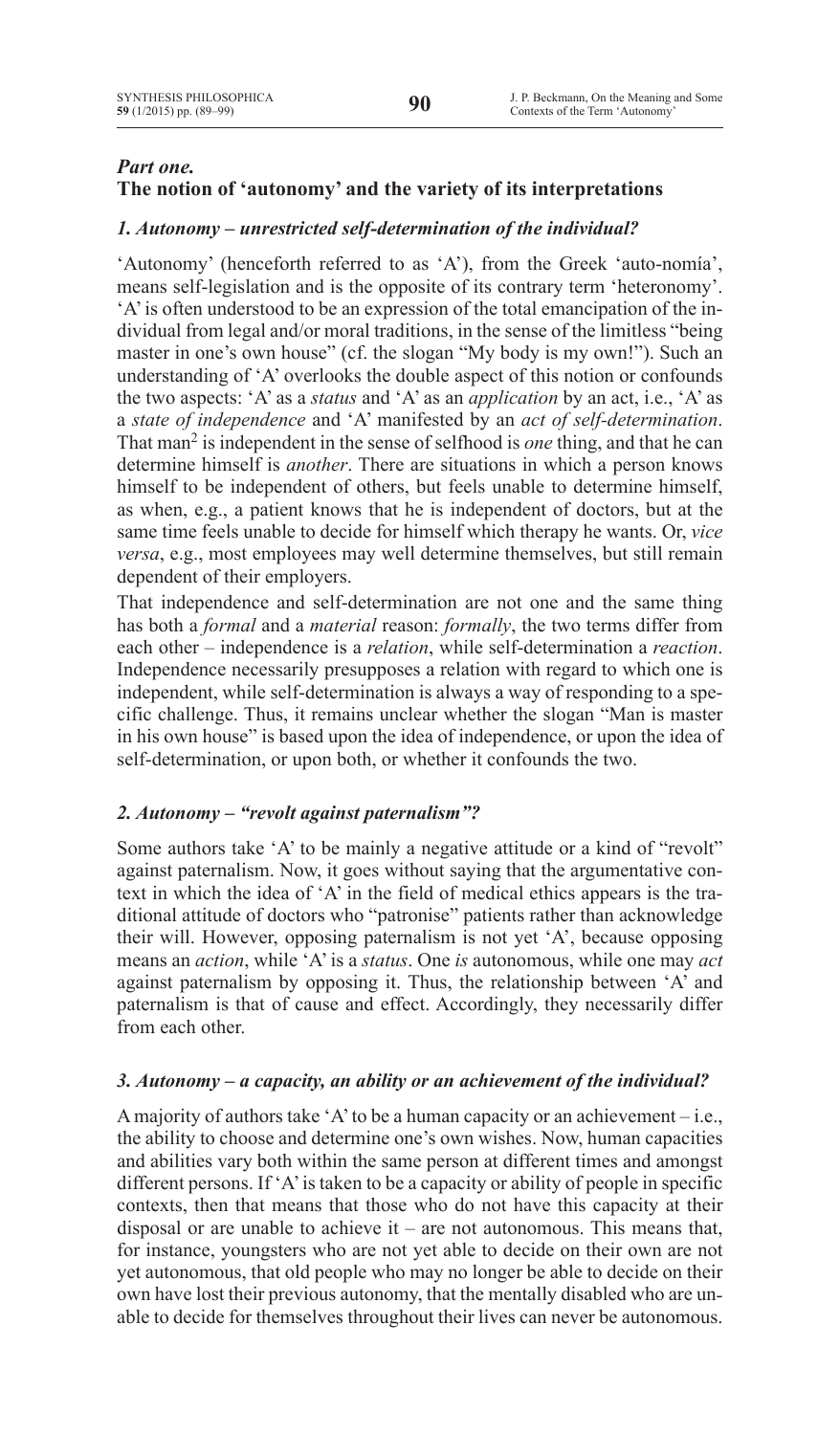## *Part one.*
## The notion of 'autonomy' and the variety of its interpretations

### *1. Autonomy – unrestricted self-determination of the individual?*

'Autonomy' (henceforth referred to as 'A'), from the Greek 'auto-nomía', means self-legislation and is the opposite of its contrary term 'heteronomy'. 'A' is often understood to be an expression of the total emancipation of the individual from legal and/or moral traditions, in the sense of the limitless "being master in one's own house" (cf. the slogan "My body is my own!"). Such an understanding of 'A' overlooks the double aspect of this notion or confounds the two aspects: 'A' as a *status* and 'A' as an *application* by an act, i.e., 'A' as a *state of independence* and 'A' manifested by an *act of self-determination*. That man[2] is independent in the sense of selfhood is *one* thing, and that he can determine himself is *another*. There are situations in which a person knows himself to be independent of others, but feels unable to determine himself, as when, e.g., a patient knows that he is independent of doctors, but at the same time feels unable to decide for himself which therapy he wants. Or, *vice versa*, e.g., most employees may well determine themselves, but still remain dependent of their employers.

That independence and self-determination are not one and the same thing has both a *formal* and a *material* reason: *formally*, the two terms differ from each other – independence is a *relation*, while self-determination a *reaction*. Independence necessarily presupposes a relation with regard to which one is independent, while self-determination is always a way of responding to a specific challenge. Thus, it remains unclear whether the slogan "Man is master in his own house" is based upon the idea of independence, or upon the idea of self-determination, or upon both, or whether it confounds the two.

### *2. Autonomy – "revolt against paternalism"?*

Some authors take 'A' to be mainly a negative attitude or a kind of "revolt" against paternalism. Now, it goes without saying that the argumentative context in which the idea of 'A' in the field of medical ethics appears is the traditional attitude of doctors who "patronise" patients rather than acknowledge their will. However, opposing paternalism is not yet 'A', because opposing means an *action*, while 'A' is a *status*. One *is* autonomous, while one may *act* against paternalism by opposing it. Thus, the relationship between 'A' and paternalism is that of cause and effect. Accordingly, they necessarily differ from each other.

### *3. Autonomy – a capacity, an ability or an achievement of the individual?*

A majority of authors take 'A' to be a human capacity or an achievement – i.e., the ability to choose and determine one's own wishes. Now, human capacities and abilities vary both within the same person at different times and amongst different persons. If 'A' is taken to be a capacity or ability of people in specific contexts, then that means that those who do not have this capacity at their disposal or are unable to achieve it – are not autonomous. This means that, for instance, youngsters who are not yet able to decide on their own are not yet autonomous, that old people who may no longer be able to decide on their own have lost their previous autonomy, that the mentally disabled who are unable to decide for themselves throughout their lives can never be autonomous.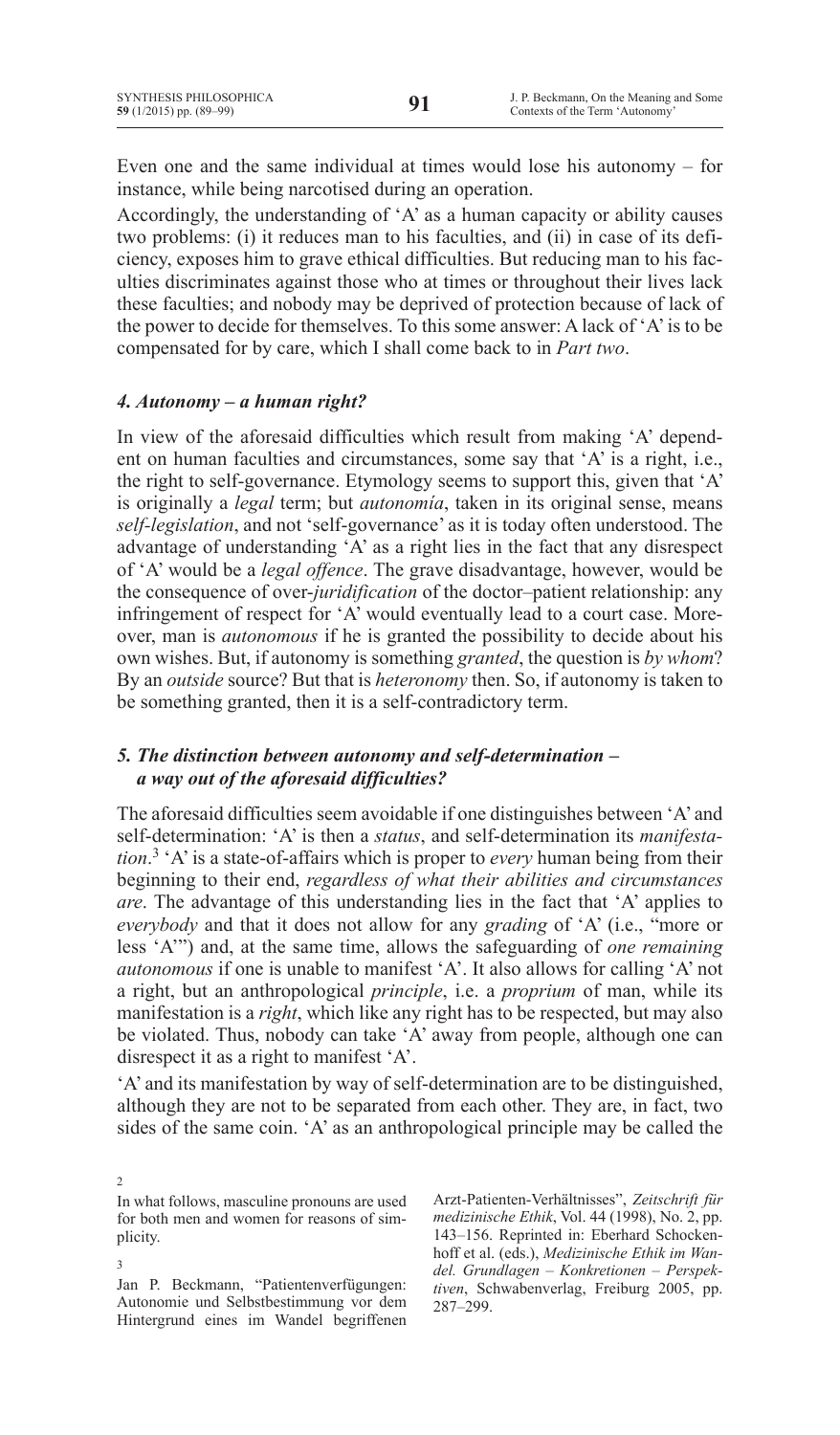Even one and the same individual at times would lose his autonomy – for instance, while being narcotised during an operation.

Accordingly, the understanding of 'A' as a human capacity or ability causes two problems: (i) it reduces man to his faculties, and (ii) in case of its deficiency, exposes him to grave ethical difficulties. But reducing man to his faculties discriminates against those who at times or throughout their lives lack these faculties; and nobody may be deprived of protection because of lack of the power to decide for themselves. To this some answer: A lack of 'A' is to be compensated for by care, which I shall come back to in *Part two*.

### *4. Autonomy – a human right?*

In view of the aforesaid difficulties which result from making 'A' dependent on human faculties and circumstances, some say that 'A' is a right, i.e., the right to self-governance. Etymology seems to support this, given that 'A' is originally a *legal* term; but *autonomía*, taken in its original sense, means *self-legislation*, and not 'self-governance' as it is today often understood. The advantage of understanding 'A' as a right lies in the fact that any disrespect of 'A' would be a *legal offence*. The grave disadvantage, however, would be the consequence of over-*juridification* of the doctor–patient relationship: any infringement of respect for 'A' would eventually lead to a court case. Moreover, man is *autonomous* if he is granted the possibility to decide about his own wishes. But, if autonomy is something *granted*, the question is *by whom*? By an *outside* source? But that is *heteronomy* then. So, if autonomy is taken to be something granted, then it is a self-contradictory term.

### *5. The distinction between autonomy and self-determination – a way out of the aforesaid difficulties?*

The aforesaid difficulties seem avoidable if one distinguishes between 'A' and self-determination: 'A' is then a *status*, and self-determination its *manifestation*.[3] 'A' is a state-of-affairs which is proper to *every* human being from their beginning to their end, *regardless of what their abilities and circumstances are*. The advantage of this understanding lies in the fact that 'A' applies to *everybody* and that it does not allow for any *grading* of 'A' (i.e., "more or less 'A'") and, at the same time, allows the safeguarding of *one remaining autonomous* if one is unable to manifest 'A'. It also allows for calling 'A' not a right, but an anthropological *principle*, i.e. a *proprium* of man, while its manifestation is a *right*, which like any right has to be respected, but may also be violated. Thus, nobody can take 'A' away from people, although one can disrespect it as a right to manifest 'A'.

'A' and its manifestation by way of self-determination are to be distinguished, although they are not to be separated from each other. They are, in fact, two sides of the same coin. 'A' as an anthropological principle may be called the

---

[2] In what follows, masculine pronouns are used for both men and women for reasons of simplicity.

[3] Jan P. Beckmann, "Patientenverfügungen: Autonomie und Selbstbestimmung vor dem Hintergrund eines im Wandel begriffenen Arzt-Patienten-Verhältnisses", *Zeitschrift für medizinische Ethik*, Vol. 44 (1998), No. 2, pp. 143–156. Reprinted in: Eberhard Schockenhoff et al. (eds.), *Medizinische Ethik im Wandel. Grundlagen – Konkretionen – Perspektiven*, Schwabenverlag, Freiburg 2005, pp. 287–299.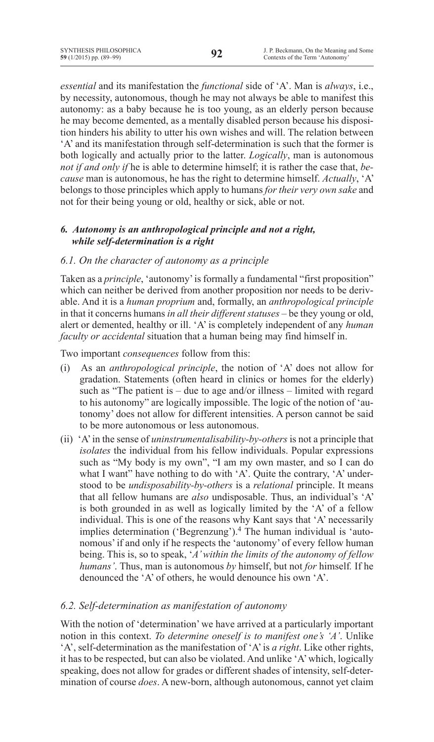*essential* and its manifestation the *functional* side of 'A'. Man is *always*, i.e., by necessity, autonomous, though he may not always be able to manifest this autonomy: as a baby because he is too young, as an elderly person because he may become demented, as a mentally disabled person because his disposition hinders his ability to utter his own wishes and will. The relation between 'A' and its manifestation through self-determination is such that the former is both logically and actually prior to the latter. *Logically*, man is autonomous *not if and only if* he is able to determine himself; it is rather the case that, *because* man is autonomous, he has the right to determine himself. *Actually*, 'A' belongs to those principles which apply to humans *for their very own sake* and not for their being young or old, healthy or sick, able or not.

### *6. Autonomy is an anthropological principle and not a right, while self-determination is a right*

#### *6.1. On the character of autonomy as a principle*

Taken as a *principle*, 'autonomy' is formally a fundamental "first proposition" which can neither be derived from another proposition nor needs to be derivable. And it is a *human proprium* and, formally, an *anthropological principle* in that it concerns humans *in all their different statuses* – be they young or old, alert or demented, healthy or ill. 'A' is completely independent of any *human faculty or accidental* situation that a human being may find himself in.

Two important *consequences* follow from this:

(i) As an *anthropological principle*, the notion of 'A' does not allow for gradation. Statements (often heard in clinics or homes for the elderly) such as "The patient is – due to age and/or illness – limited with regard to his autonomy" are logically impossible. The logic of the notion of 'autonomy' does not allow for different intensities. A person cannot be said to be more autonomous or less autonomous.

(ii) 'A' in the sense of *uninstrumentalisability-by-others* is not a principle that *isolates* the individual from his fellow individuals. Popular expressions such as "My body is my own", "I am my own master, and so I can do what I want" have nothing to do with 'A'. Quite the contrary, 'A' understood to be *undisposability-by-others* is a *relational* principle. It means that all fellow humans are *also* undisposable. Thus, an individual's 'A' is both grounded in as well as logically limited by the 'A' of a fellow individual. This is one of the reasons why Kant says that 'A' necessarily implies determination ('Begrenzung').[4] The human individual is 'autonomous' if and only if he respects the 'autonomy' of every fellow human being. This is, so to speak, '*A' within the limits of the autonomy of fellow humans'*. Thus, man is autonomous *by* himself, but not *for* himself. If he denounced the 'A' of others, he would denounce his own 'A'.

#### *6.2. Self-determination as manifestation of autonomy*

With the notion of 'determination' we have arrived at a particularly important notion in this context. *To determine oneself is to manifest one's 'A'*. Unlike 'A', self-determination as the manifestation of 'A' is *a right*. Like other rights, it has to be respected, but can also be violated. And unlike 'A' which, logically speaking, does not allow for grades or different shades of intensity, self-determination of course *does*. A new-born, although autonomous, cannot yet claim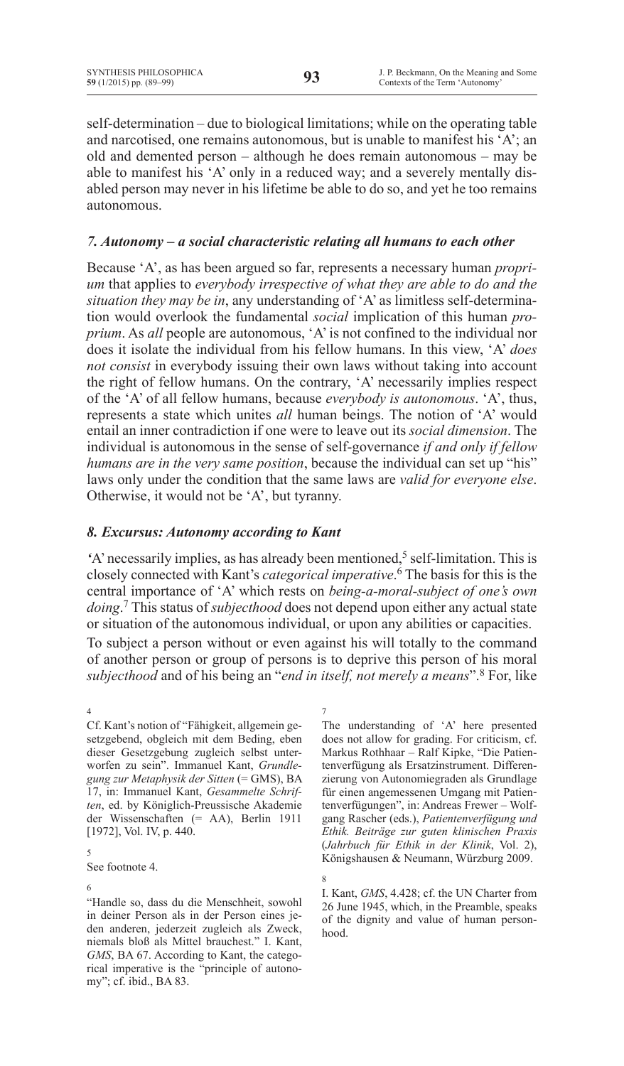self-determination – due to biological limitations; while on the operating table and narcotised, one remains autonomous, but is unable to manifest his 'A'; an old and demented person – although he does remain autonomous – may be able to manifest his 'A' only in a reduced way; and a severely mentally disabled person may never in his lifetime be able to do so, and yet he too remains autonomous.

## *7. Autonomy – a social characteristic relating all humans to each other*

Because 'A', as has been argued so far, represents a necessary human *proprium* that applies to *everybody irrespective of what they are able to do and the situation they may be in*, any understanding of 'A' as limitless self-determination would overlook the fundamental *social* implication of this human *proprium*. As *all* people are autonomous, 'A' is not confined to the individual nor does it isolate the individual from his fellow humans. In this view, 'A' *does not consist* in everybody issuing their own laws without taking into account the right of fellow humans. On the contrary, 'A' necessarily implies respect of the 'A' of all fellow humans, because *everybody is autonomous*. 'A', thus, represents a state which unites *all* human beings. The notion of 'A' would entail an inner contradiction if one were to leave out its *social dimension*. The individual is autonomous in the sense of self-governance *if and only if fellow humans are in the very same position*, because the individual can set up "his" laws only under the condition that the same laws are *valid for everyone else*. Otherwise, it would not be 'A', but tyranny.

## *8. Excursus: Autonomy according to Kant*

'A' necessarily implies, as has already been mentioned,[5] self-limitation. This is closely connected with Kant's *categorical imperative*.[6] The basis for this is the central importance of 'A' which rests on *being-a-moral-subject of one's own doing*.[7] This status of *subjecthood* does not depend upon either any actual state or situation of the autonomous individual, or upon any abilities or capacities.

To subject a person without or even against his will totally to the command of another person or group of persons is to deprive this person of his moral *subjecthood* and of his being an "*end in itself, not merely a means*".[8] For, like

---

4
Cf. Kant's notion of "Fähigkeit, allgemein gesetzgebend, obgleich mit dem Beding, eben dieser Gesetzgebung zugleich selbst unterworfen zu sein". Immanuel Kant, *Grundlegung zur Metaphysik der Sitten* (= GMS), BA 17, in: Immanuel Kant, *Gesammelte Schriften*, ed. by Königlich-Preussische Akademie der Wissenschaften (= AA), Berlin 1911 [1972], Vol. IV, p. 440.

5
See footnote 4.

6
"Handle so, dass du die Menschheit, sowohl in deiner Person als in der Person eines jeden anderen, jederzeit zugleich als Zweck, niemals bloß als Mittel brauchest." I. Kant, *GMS*, BA 67. According to Kant, the categorical imperative is the "principle of autonomy"; cf. ibid., BA 83.

7
The understanding of 'A' here presented does not allow for grading. For criticism, cf. Markus Rothhaar – Ralf Kipke, "Die Patientenverfügung als Ersatzinstrument. Differenzierung von Autonomiegraden als Grundlage für einen angemessenen Umgang mit Patientenverfügungen", in: Andreas Frewer – Wolfgang Rascher (eds.), *Patientenverfügung und Ethik. Beiträge zur guten klinischen Praxis* (*Jahrbuch für Ethik in der Klinik*, Vol. 2), Königshausen & Neumann, Würzburg 2009.

8
I. Kant, *GMS*, 4.428; cf. the UN Charter from 26 June 1945, which, in the Preamble, speaks of the dignity and value of human personhood.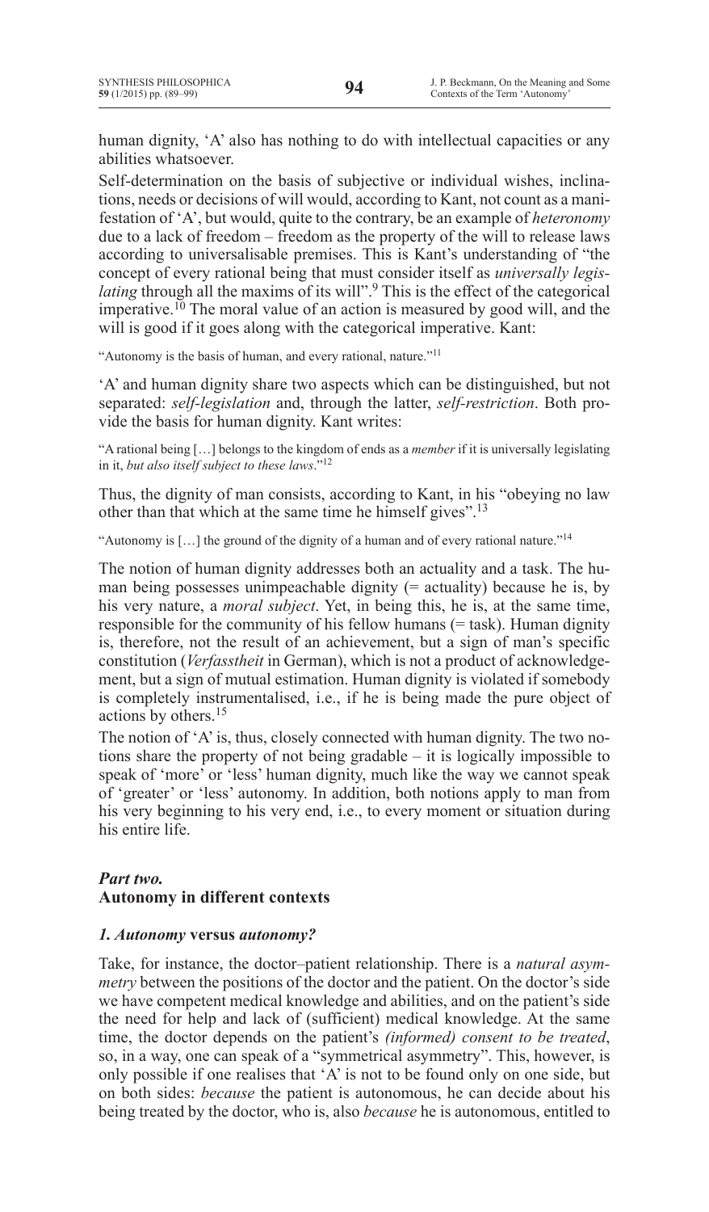human dignity, 'A' also has nothing to do with intellectual capacities or any abilities whatsoever.

Self-determination on the basis of subjective or individual wishes, inclinations, needs or decisions of will would, according to Kant, not count as a manifestation of 'A', but would, quite to the contrary, be an example of *heteronomy* due to a lack of freedom – freedom as the property of the will to release laws according to universalisable premises. This is Kant's understanding of "the concept of every rational being that must consider itself as *universally legislating* through all the maxims of its will".[9] This is the effect of the categorical imperative.[10] The moral value of an action is measured by good will, and the will is good if it goes along with the categorical imperative. Kant:

> "Autonomy is the basis of human, and every rational, nature."[11]

'A' and human dignity share two aspects which can be distinguished, but not separated: *self-legislation* and, through the latter, *self-restriction*. Both provide the basis for human dignity. Kant writes:

> "A rational being […] belongs to the kingdom of ends as a *member* if it is universally legislating in it, *but also itself subject to these laws*."[12]

Thus, the dignity of man consists, according to Kant, in his "obeying no law other than that which at the same time he himself gives".[13]

> "Autonomy is […] the ground of the dignity of a human and of every rational nature."[14]

The notion of human dignity addresses both an actuality and a task. The human being possesses unimpeachable dignity (= actuality) because he is, by his very nature, a *moral subject*. Yet, in being this, he is, at the same time, responsible for the community of his fellow humans (= task). Human dignity is, therefore, not the result of an achievement, but a sign of man's specific constitution (*Verfasstheit* in German), which is not a product of acknowledgement, but a sign of mutual estimation. Human dignity is violated if somebody is completely instrumentalised, i.e., if he is being made the pure object of actions by others.[15]

The notion of 'A' is, thus, closely connected with human dignity. The two notions share the property of not being gradable – it is logically impossible to speak of 'more' or 'less' human dignity, much like the way we cannot speak of 'greater' or 'less' autonomy. In addition, both notions apply to man from his very beginning to his very end, i.e., to every moment or situation during his entire life.

## *Part two.* Autonomy in different contexts

### *1. Autonomy* versus *autonomy?*

Take, for instance, the doctor–patient relationship. There is a *natural asymmetry* between the positions of the doctor and the patient. On the doctor's side we have competent medical knowledge and abilities, and on the patient's side the need for help and lack of (sufficient) medical knowledge. At the same time, the doctor depends on the patient's *(informed) consent to be treated*, so, in a way, one can speak of a "symmetrical asymmetry". This, however, is only possible if one realises that 'A' is not to be found only on one side, but on both sides: *because* the patient is autonomous, he can decide about his being treated by the doctor, who is, also *because* he is autonomous, entitled to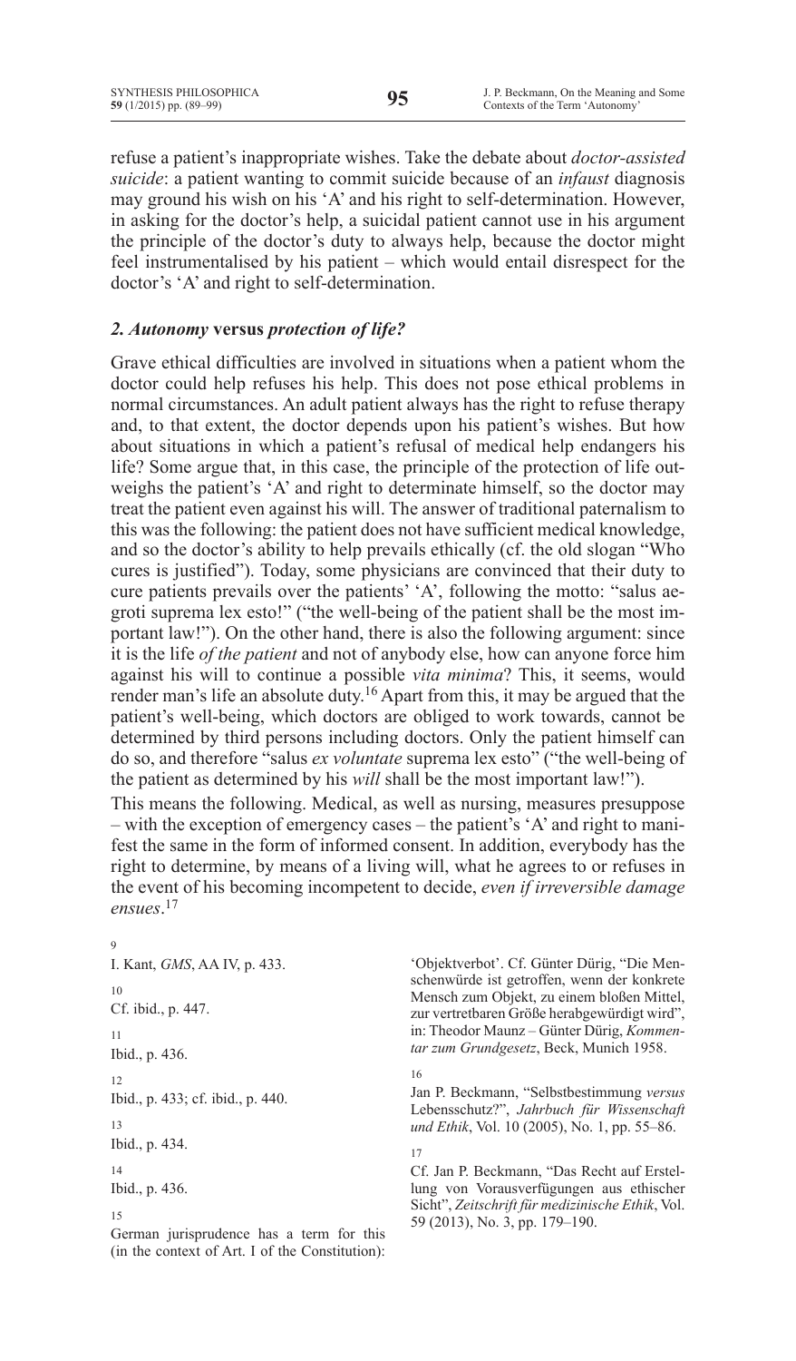refuse a patient's inappropriate wishes. Take the debate about *doctor-assisted suicide*: a patient wanting to commit suicide because of an *infaust* diagnosis may ground his wish on his 'A' and his right to self-determination. However, in asking for the doctor's help, a suicidal patient cannot use in his argument the principle of the doctor's duty to always help, because the doctor might feel instrumentalised by his patient – which would entail disrespect for the doctor's 'A' and right to self-determination.

### *2. Autonomy* **versus** *protection of life?*

Grave ethical difficulties are involved in situations when a patient whom the doctor could help refuses his help. This does not pose ethical problems in normal circumstances. An adult patient always has the right to refuse therapy and, to that extent, the doctor depends upon his patient's wishes. But how about situations in which a patient's refusal of medical help endangers his life? Some argue that, in this case, the principle of the protection of life outweighs the patient's 'A' and right to determinate himself, so the doctor may treat the patient even against his will. The answer of traditional paternalism to this was the following: the patient does not have sufficient medical knowledge, and so the doctor's ability to help prevails ethically (cf. the old slogan "Who cures is justified"). Today, some physicians are convinced that their duty to cure patients prevails over the patients' 'A', following the motto: "salus aegroti suprema lex esto!" ("the well-being of the patient shall be the most important law!"). On the other hand, there is also the following argument: since it is the life *of the patient* and not of anybody else, how can anyone force him against his will to continue a possible *vita minima*? This, it seems, would render man's life an absolute duty.[16] Apart from this, it may be argued that the patient's well-being, which doctors are obliged to work towards, cannot be determined by third persons including doctors. Only the patient himself can do so, and therefore "salus *ex voluntate* suprema lex esto" ("the well-being of the patient as determined by his *will* shall be the most important law!").

This means the following. Medical, as well as nursing, measures presuppose – with the exception of emergency cases – the patient's 'A' and right to manifest the same in the form of informed consent. In addition, everybody has the right to determine, by means of a living will, what he agrees to or refuses in the event of his becoming incompetent to decide, *even if irreversible damage ensues*.[17]

---

9 I. Kant, *GMS*, AA IV, p. 433.

10 Cf. ibid., p. 447.

11 Ibid., p. 436.

12 Ibid., p. 433; cf. ibid., p. 440.

13 Ibid., p. 434.

14 Ibid., p. 436.

15 German jurisprudence has a term for this (in the context of Art. I of the Constitution): 'Objektverbot'. Cf. Günter Dürig, "Die Menschenwürde ist getroffen, wenn der konkrete Mensch zum Objekt, zu einem bloßen Mittel, zur vertretbaren Größe herabgewürdigt wird", in: Theodor Maunz – Günter Dürig, *Kommentar zum Grundgesetz*, Beck, Munich 1958.

16 Jan P. Beckmann, "Selbstbestimmung *versus* Lebensschutz?", *Jahrbuch für Wissenschaft und Ethik*, Vol. 10 (2005), No. 1, pp. 55–86.

17 Cf. Jan P. Beckmann, "Das Recht auf Erstellung von Vorausverfügungen aus ethischer Sicht", *Zeitschrift für medizinische Ethik*, Vol. 59 (2013), No. 3, pp. 179–190.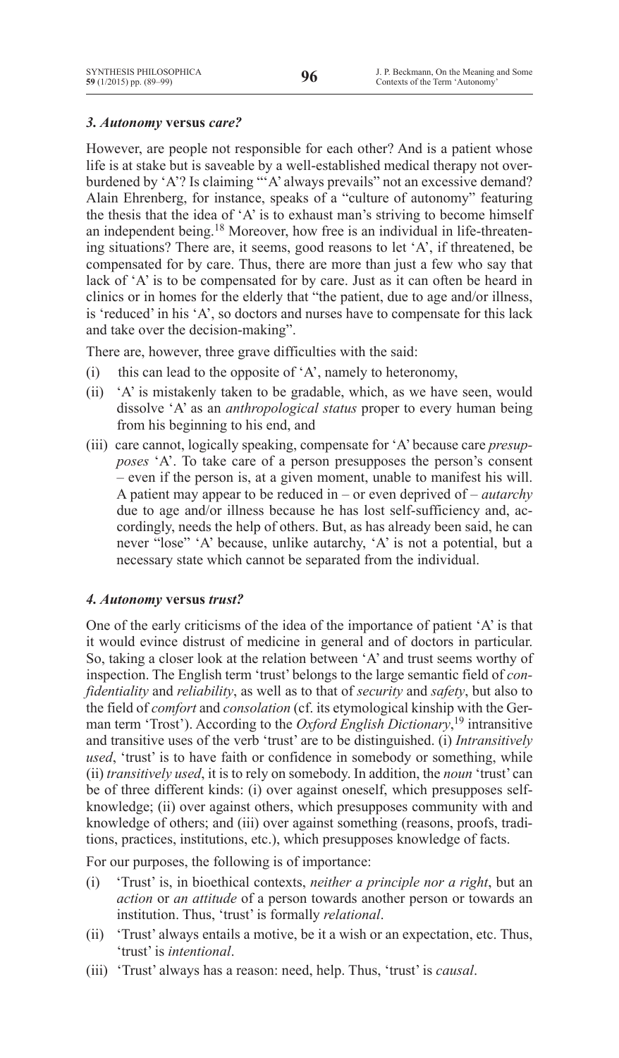### *3. Autonomy* **versus** *care?*

However, are people not responsible for each other? And is a patient whose life is at stake but is saveable by a well-established medical therapy not over-burdened by 'A'? Is claiming "'A' always prevails" not an excessive demand? Alain Ehrenberg, for instance, speaks of a "culture of autonomy" featuring the thesis that the idea of 'A' is to exhaust man's striving to become himself an independent being.[18] Moreover, how free is an individual in life-threatening situations? There are, it seems, good reasons to let 'A', if threatened, be compensated for by care. Thus, there are more than just a few who say that lack of 'A' is to be compensated for by care. Just as it can often be heard in clinics or in homes for the elderly that "the patient, due to age and/or illness, is 'reduced' in his 'A', so doctors and nurses have to compensate for this lack and take over the decision-making".

There are, however, three grave difficulties with the said:

(i) this can lead to the opposite of 'A', namely to heteronomy,
(ii) 'A' is mistakenly taken to be gradable, which, as we have seen, would dissolve 'A' as an *anthropological status* proper to every human being from his beginning to his end, and
(iii) care cannot, logically speaking, compensate for 'A' because care *presupposes* 'A'. To take care of a person presupposes the person's consent – even if the person is, at a given moment, unable to manifest his will. A patient may appear to be reduced in – or even deprived of – *autarchy* due to age and/or illness because he has lost self-sufficiency and, accordingly, needs the help of others. But, as has already been said, he can never "lose" 'A' because, unlike autarchy, 'A' is not a potential, but a necessary state which cannot be separated from the individual.

### *4. Autonomy* **versus** *trust?*

One of the early criticisms of the idea of the importance of patient 'A' is that it would evince distrust of medicine in general and of doctors in particular. So, taking a closer look at the relation between 'A' and trust seems worthy of inspection. The English term 'trust' belongs to the large semantic field of *confidentiality* and *reliability*, as well as to that of *security* and *safety*, but also to the field of *comfort* and *consolation* (cf. its etymological kinship with the German term 'Trost'). According to the *Oxford English Dictionary*,[19] intransitive and transitive uses of the verb 'trust' are to be distinguished. (i) *Intransitively used*, 'trust' is to have faith or confidence in somebody or something, while (ii) *transitively used*, it is to rely on somebody. In addition, the *noun* 'trust' can be of three different kinds: (i) over against oneself, which presupposes self-knowledge; (ii) over against others, which presupposes community with and knowledge of others; and (iii) over against something (reasons, proofs, traditions, practices, institutions, etc.), which presupposes knowledge of facts.

For our purposes, the following is of importance:

(i) 'Trust' is, in bioethical contexts, *neither a principle nor a right*, but an *action* or *an attitude* of a person towards another person or towards an institution. Thus, 'trust' is formally *relational*.
(ii) 'Trust' always entails a motive, be it a wish or an expectation, etc. Thus, 'trust' is *intentional*.
(iii) 'Trust' always has a reason: need, help. Thus, 'trust' is *causal*.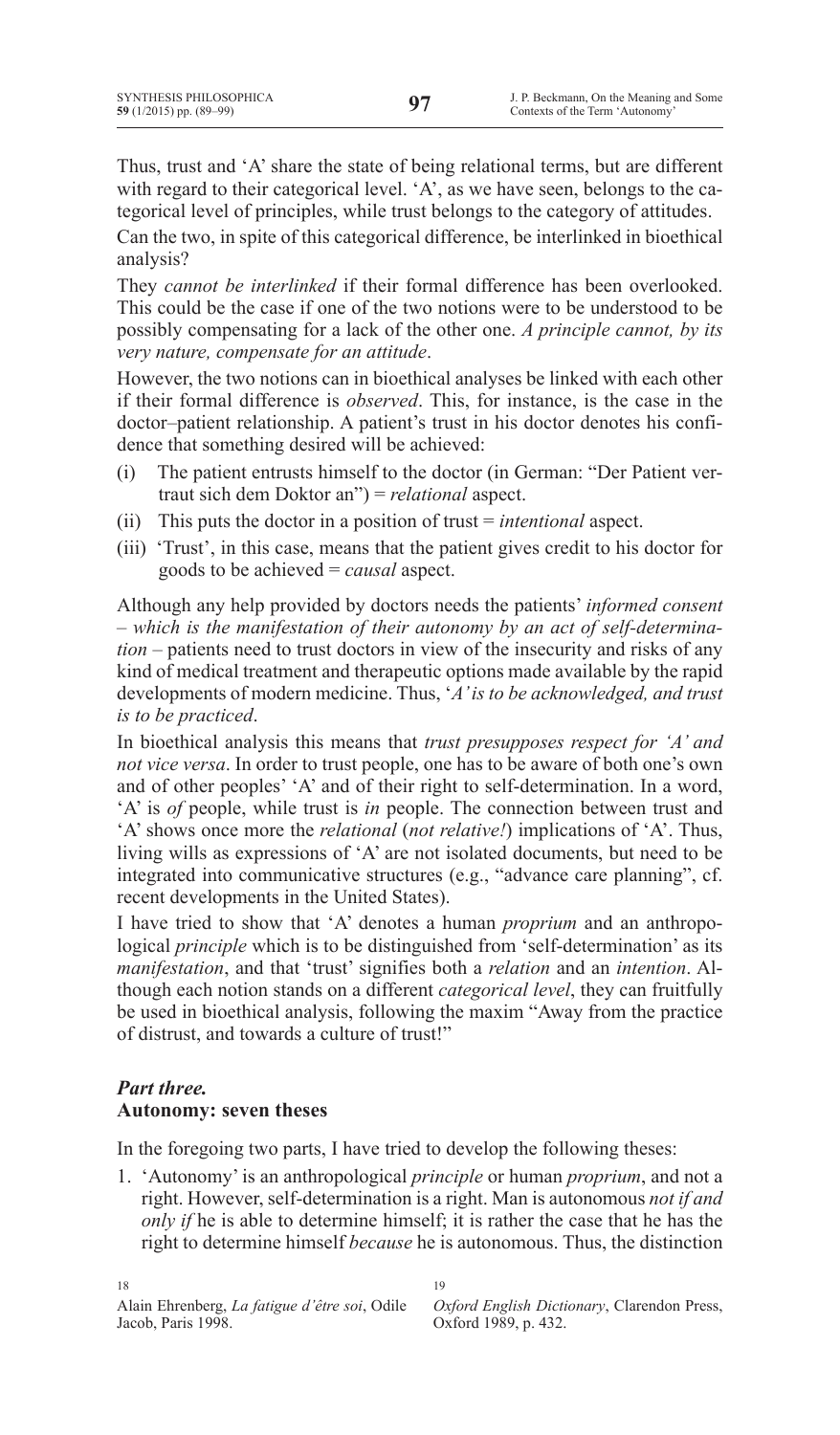Thus, trust and 'A' share the state of being relational terms, but are different with regard to their categorical level. 'A', as we have seen, belongs to the categorical level of principles, while trust belongs to the category of attitudes.

Can the two, in spite of this categorical difference, be interlinked in bioethical analysis?

They *cannot be interlinked* if their formal difference has been overlooked. This could be the case if one of the two notions were to be understood to be possibly compensating for a lack of the other one. *A principle cannot, by its very nature, compensate for an attitude*.

However, the two notions can in bioethical analyses be linked with each other if their formal difference is *observed*. This, for instance, is the case in the doctor–patient relationship. A patient's trust in his doctor denotes his confidence that something desired will be achieved:

(i) The patient entrusts himself to the doctor (in German: "Der Patient vertraut sich dem Doktor an") = *relational* aspect.
(ii) This puts the doctor in a position of trust = *intentional* aspect.
(iii) 'Trust', in this case, means that the patient gives credit to his doctor for goods to be achieved = *causal* aspect.

Although any help provided by doctors needs the patients' *informed consent – which is the manifestation of their autonomy by an act of self-determination* – patients need to trust doctors in view of the insecurity and risks of any kind of medical treatment and therapeutic options made available by the rapid developments of modern medicine. Thus, '*A' is to be acknowledged, and trust is to be practiced*.

In bioethical analysis this means that *trust presupposes respect for 'A' and not vice versa*. In order to trust people, one has to be aware of both one's own and of other peoples' 'A' and of their right to self-determination. In a word, 'A' is *of* people, while trust is *in* people. The connection between trust and 'A' shows once more the *relational* (*not relative!*) implications of 'A'. Thus, living wills as expressions of 'A' are not isolated documents, but need to be integrated into communicative structures (e.g., "advance care planning", cf. recent developments in the United States).

I have tried to show that 'A' denotes a human *proprium* and an anthropological *principle* which is to be distinguished from 'self-determination' as its *manifestation*, and that 'trust' signifies both a *relation* and an *intention*. Although each notion stands on a different *categorical level*, they can fruitfully be used in bioethical analysis, following the maxim "Away from the practice of distrust, and towards a culture of trust!"

## *Part three.*
## Autonomy: seven theses

In the foregoing two parts, I have tried to develop the following theses:

1. 'Autonomy' is an anthropological *principle* or human *proprium*, and not a right. However, self-determination is a right. Man is autonomous *not if and only if* he is able to determine himself; it is rather the case that he has the right to determine himself *because* he is autonomous. Thus, the distinction

18
Alain Ehrenberg, *La fatigue d'être soi*, Odile Jacob, Paris 1998.

19
*Oxford English Dictionary*, Clarendon Press, Oxford 1989, p. 432.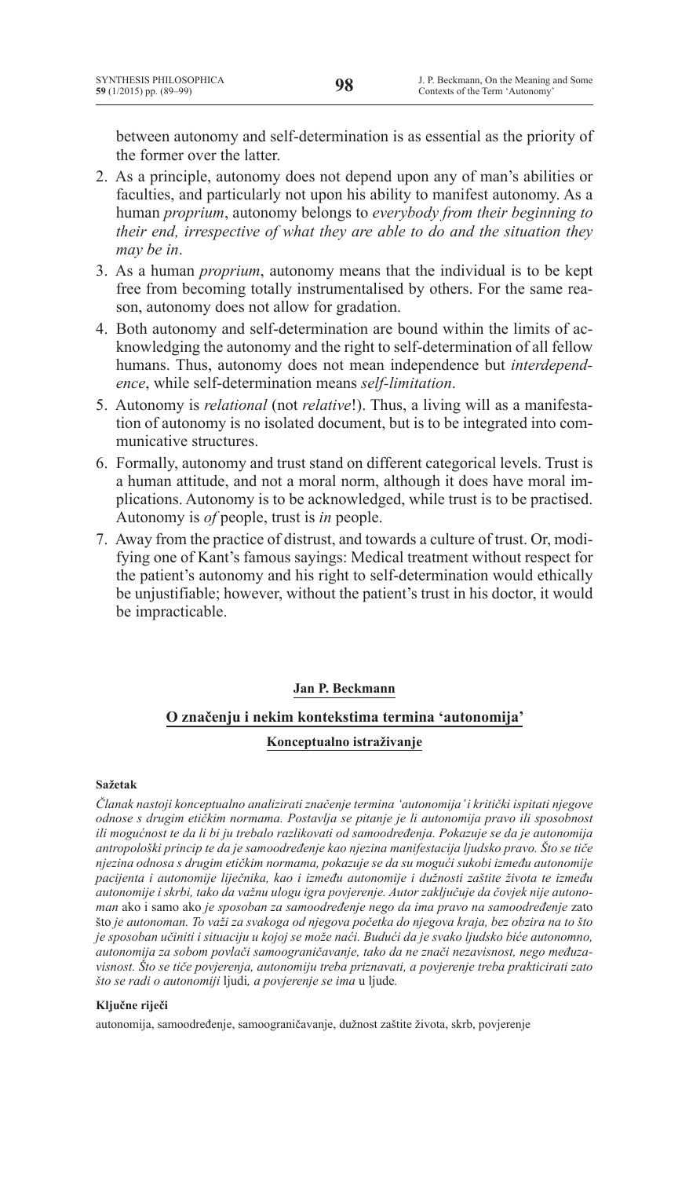between autonomy and self-determination is as essential as the priority of the former over the latter.

2. As a principle, autonomy does not depend upon any of man's abilities or faculties, and particularly not upon his ability to manifest autonomy. As a human *proprium*, autonomy belongs to *everybody from their beginning to their end, irrespective of what they are able to do and the situation they may be in*.
3. As a human *proprium*, autonomy means that the individual is to be kept free from becoming totally instrumentalised by others. For the same reason, autonomy does not allow for gradation.
4. Both autonomy and self-determination are bound within the limits of acknowledging the autonomy and the right to self-determination of all fellow humans. Thus, autonomy does not mean independence but *interdependence*, while self-determination means *self-limitation*.
5. Autonomy is *relational* (not *relative*!). Thus, a living will as a manifestation of autonomy is no isolated document, but is to be integrated into communicative structures.
6. Formally, autonomy and trust stand on different categorical levels. Trust is a human attitude, and not a moral norm, although it does have moral implications. Autonomy is to be acknowledged, while trust is to be practised. Autonomy is *of* people, trust is *in* people.
7. Away from the practice of distrust, and towards a culture of trust. Or, modifying one of Kant's famous sayings: Medical treatment without respect for the patient's autonomy and his right to self-determination would ethically be unjustifiable; however, without the patient's trust in his doctor, it would be impracticable.

**Jan P. Beckmann**

## O značenju i nekim kontekstima termina 'autonomija'

### Konceptualno istraživanje

**Sažetak**

*Članak nastoji konceptualno analizirati značenje termina 'autonomija' i kritički ispitati njegove odnose s drugim etičkim normama. Postavlja se pitanje je li autonomija pravo ili sposobnost ili mogućnost te da li bi ju trebalo razlikovati od samoodređenja. Pokazuje se da je autonomija antropološki princip te da je samoodređenje kao njezina manifestacija ljudsko pravo. Što se tiče njezina odnosa s drugim etičkim normama, pokazuje se da su mogući sukobi između autonomije pacijenta i autonomije liječnika, kao i između autonomije i dužnosti zaštite života te između autonomije i skrbi, tako da važnu ulogu igra povjerenje. Autor zaključuje da čovjek nije autonoman* ako i samo ako *je sposoban za samoodređenje nego da ima pravo na samoodređenje* zato što *je autonoman. To važi za svakoga od njegova početka do njegova kraja, bez obzira na to što je sposoban učiniti i situaciju u kojoj se može naći. Budući da je svako ljudsko biće autonomno, autonomija za sobom povlači samoograničavanje, tako da ne znači nezavisnost, nego međuzavisnost. Što se tiče povjerenja, autonomiju treba priznavati, a povjerenje treba prakticirati zato što se radi o autonomiji* ljudi*, a povjerenje se ima* u ljude*.*

**Ključne riječi**

autonomija, samoodređenje, samoograničavanje, dužnost zaštite života, skrb, povjerenje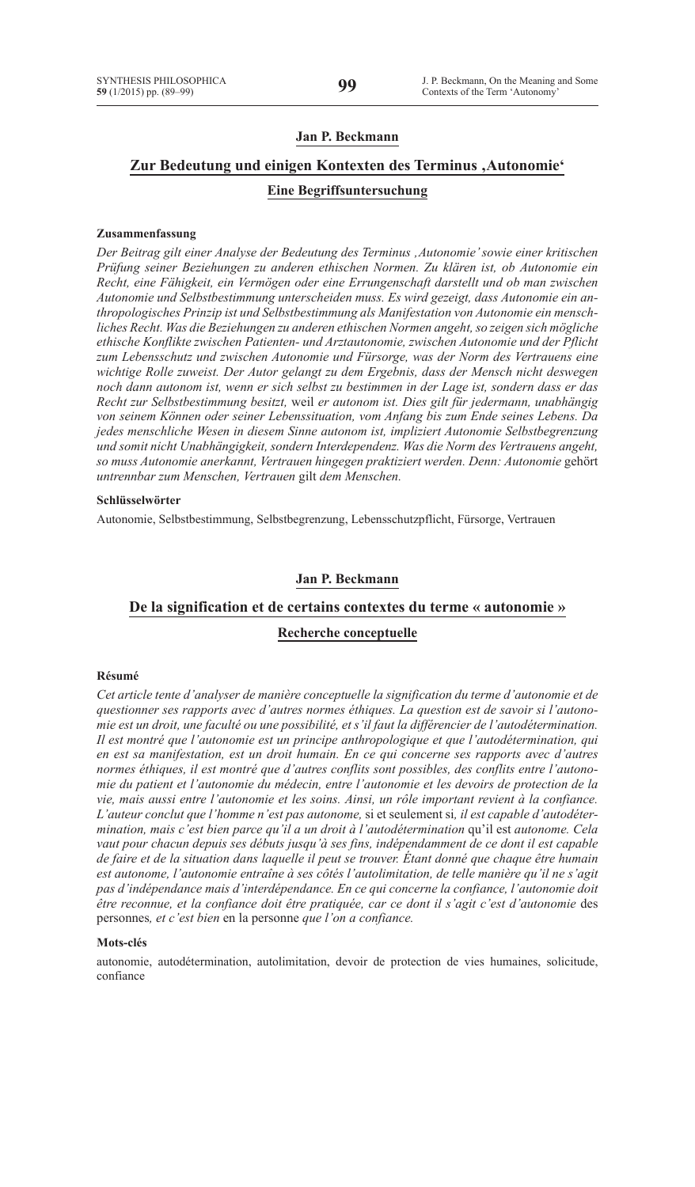**Jan P. Beckmann**

## Zur Bedeutung und einigen Kontexten des Terminus ‚Autonomie'

### Eine Begriffsuntersuchung

#### Zusammenfassung

*Der Beitrag gilt einer Analyse der Bedeutung des Terminus ‚Autonomie' sowie einer kritischen Prüfung seiner Beziehungen zu anderen ethischen Normen. Zu klären ist, ob Autonomie ein Recht, eine Fähigkeit, ein Vermögen oder eine Errungenschaft darstellt und ob man zwischen Autonomie und Selbstbestimmung unterscheiden muss. Es wird gezeigt, dass Autonomie ein anthropologisches Prinzip ist und Selbstbestimmung als Manifestation von Autonomie ein menschliches Recht. Was die Beziehungen zu anderen ethischen Normen angeht, so zeigen sich mögliche ethische Konflikte zwischen Patienten- und Arztautonomie, zwischen Autonomie und der Pflicht zum Lebensschutz und zwischen Autonomie und Fürsorge, was der Norm des Vertrauens eine wichtige Rolle zuweist. Der Autor gelangt zu dem Ergebnis, dass der Mensch nicht deswegen noch dann autonom ist, wenn er sich selbst zu bestimmen in der Lage ist, sondern dass er das Recht zur Selbstbestimmung besitzt,* weil *er autonom ist. Dies gilt für jedermann, unabhängig von seinem Können oder seiner Lebenssituation, vom Anfang bis zum Ende seines Lebens. Da jedes menschliche Wesen in diesem Sinne autonom ist, impliziert Autonomie Selbstbegrenzung und somit nicht Unabhängigkeit, sondern Interdependenz. Was die Norm des Vertrauens angeht, so muss Autonomie anerkannt, Vertrauen hingegen praktiziert werden. Denn: Autonomie* gehört *untrennbar zum Menschen, Vertrauen* gilt *dem Menschen.*

#### Schlüsselwörter

Autonomie, Selbstbestimmung, Selbstbegrenzung, Lebensschutzpflicht, Fürsorge, Vertrauen

**Jan P. Beckmann**

## De la signification et de certains contextes du terme « autonomie »

### Recherche conceptuelle

#### Résumé

*Cet article tente d'analyser de manière conceptuelle la signification du terme d'autonomie et de questionner ses rapports avec d'autres normes éthiques. La question est de savoir si l'autonomie est un droit, une faculté ou une possibilité, et s'il faut la différencier de l'autodétermination. Il est montré que l'autonomie est un principe anthropologique et que l'autodétermination, qui en est sa manifestation, est un droit humain. En ce qui concerne ses rapports avec d'autres normes éthiques, il est montré que d'autres conflits sont possibles, des conflits entre l'autonomie du patient et l'autonomie du médecin, entre l'autonomie et les devoirs de protection de la vie, mais aussi entre l'autonomie et les soins. Ainsi, un rôle important revient à la confiance. L'auteur conclut que l'homme n'est pas autonome,* si et seulement si*, il est capable d'autodétermination, mais c'est bien parce qu'il a un droit à l'autodétermination* qu'il est *autonome. Cela vaut pour chacun depuis ses débuts jusqu'à ses fins, indépendamment de ce dont il est capable de faire et de la situation dans laquelle il peut se trouver. Étant donné que chaque être humain est autonome, l'autonomie entraîne à ses côtés l'autolimitation, de telle manière qu'il ne s'agit pas d'indépendance mais d'interdépendance. En ce qui concerne la confiance, l'autonomie doit être reconnue, et la confiance doit être pratiquée, car ce dont il s'agit c'est d'autonomie* des personnes*, et c'est bien* en la personne *que l'on a confiance.*

#### Mots-clés

autonomie, autodétermination, autolimitation, devoir de protection de vies humaines, solicitude, confiance